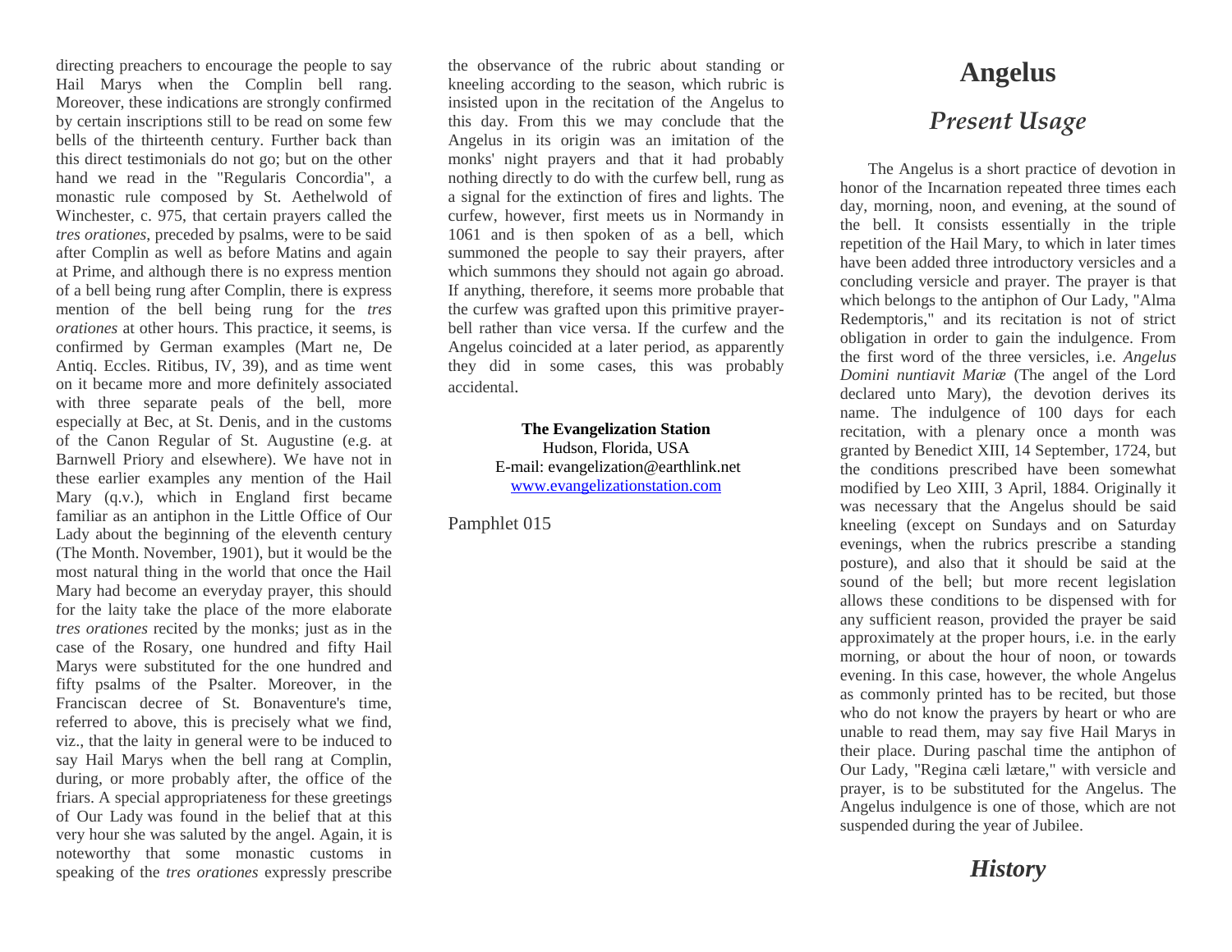directing preachers to encourage the people to say Hail Marys when the Complin bell rang. Moreover, these indications are strongly confirmed by certain inscriptions still to be read on some few bells of the thirteenth century. Further back than this direct testimonials do not go; but on the other hand we read in the "Regularis Concordia", a monastic rule composed by St. Aethelwold of Winchester, c. 975, that certain prayers called the *tres orationes*, preceded by psalms, were to be said after Complin as well as before Matins and again at Prime, and although there is no express mention of a bell being rung after Complin, there is express mention of the bell being rung for the *tres orationes* at other hours. This practice, it seems, is confirmed by German examples (Mart ne, De Antiq. Eccles. Ritibus, IV, 39), and as time went on it became more and more definitely associated with three separate peals of the bell, more especially at Bec, at St. Denis, and in the customs of the Canon Regular of St. Augustine (e.g. at Barnwell Priory and elsewhere). We have not in these earlier examples any mention of the Hail Mary (q.v.), which in England first became familiar as an antiphon in the Little Office of Our Lady about the beginning of the eleventh century (The Month. November, 1901), but it would be the most natural thing in the world that once the Hail Mary had become an everyday prayer, this should for the laity take the place of the more elaborate *tres orationes* recited by the monks; just as in the case of the Rosary, one hundred and fifty Hail Marys were substituted for the one hundred and fifty psalms of the Psalter. Moreover, in the Franciscan decree of St. Bonaventure's time, referred to above, this is precisely what we find, viz., that the laity in general were to be induced to say Hail Marys when the bell rang at Complin, during, or more probably after, the office of the friars. A special appropriateness for these greetings of Our Lady was found in the belief that at this very hour she was saluted by the angel. Again, it is noteworthy that some monastic customs in speaking of the *tres orationes* expressly prescribe the observance of the rubric about standing or kneeling according to the season, which rubric is insisted upon in the recitation of the Angelus to this day. From this we may conclude that the Angelus in its origin was an imitation of the monks' night prayers and that it had probably nothing directly to do with the curfew bell, rung as a signal for the extinction of fires and lights. The curfew, however, first meets us in Normandy in 1061 and is then spoken of as a bell, which summoned the people to say their prayers, after which summons they should not again go abroad. If anything, therefore, it seems more probable that the curfew was grafted upon this primitive prayer-bell rather than vice versa. If the curfew and the Angelus coincided at a later period, as apparently they did in some cases, this was probably accidental.

**The Evangelization Station**
Hudson, Florida, USA
E-mail: evangelization@earthlink.net
www.evangelizationstation.com

Pamphlet 015

# Angelus

## *Present Usage*

The Angelus is a short practice of devotion in honor of the Incarnation repeated three times each day, morning, noon, and evening, at the sound of the bell. It consists essentially in the triple repetition of the Hail Mary, to which in later times have been added three introductory versicles and a concluding versicle and prayer. The prayer is that which belongs to the antiphon of Our Lady, "Alma Redemptoris," and its recitation is not of strict obligation in order to gain the indulgence. From the first word of the three versicles, i.e. *Angelus Domini nuntiavit Mariæ* (The angel of the Lord declared unto Mary), the devotion derives its name. The indulgence of 100 days for each recitation, with a plenary once a month was granted by Benedict XIII, 14 September, 1724, but the conditions prescribed have been somewhat modified by Leo XIII, 3 April, 1884. Originally it was necessary that the Angelus should be said kneeling (except on Sundays and on Saturday evenings, when the rubrics prescribe a standing posture), and also that it should be said at the sound of the bell; but more recent legislation allows these conditions to be dispensed with for any sufficient reason, provided the prayer be said approximately at the proper hours, i.e. in the early morning, or about the hour of noon, or towards evening. In this case, however, the whole Angelus as commonly printed has to be recited, but those who do not know the prayers by heart or who are unable to read them, may say five Hail Marys in their place. During paschal time the antiphon of Our Lady, "Regina cæli lætare," with versicle and prayer, is to be substituted for the Angelus. The Angelus indulgence is one of those, which are not suspended during the year of Jubilee.

## *History*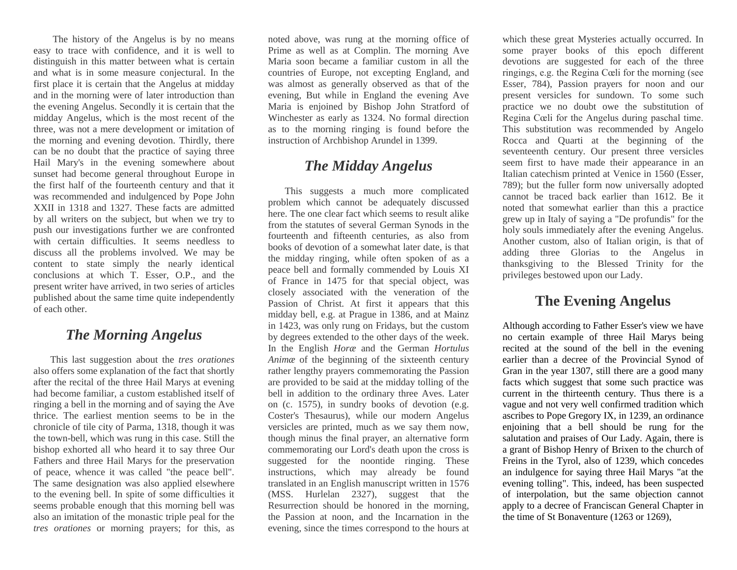The history of the Angelus is by no means easy to trace with confidence, and it is well to distinguish in this matter between what is certain and what is in some measure conjectural. In the first place it is certain that the Angelus at midday and in the morning were of later introduction than the evening Angelus. Secondly it is certain that the midday Angelus, which is the most recent of the three, was not a mere development or imitation of the morning and evening devotion. Thirdly, there can be no doubt that the practice of saying three Hail Mary's in the evening somewhere about sunset had become general throughout Europe in the first half of the fourteenth century and that it was recommended and indulgenced by Pope John XXII in 1318 and 1327. These facts are admitted by all writers on the subject, but when we try to push our investigations further we are confronted with certain difficulties. It seems needless to discuss all the problems involved. We may be content to state simply the nearly identical conclusions at which T. Esser, O.P., and the present writer have arrived, in two series of articles published about the same time quite independently of each other.

## *The Morning Angelus*

This last suggestion about the *tres orationes* also offers some explanation of the fact that shortly after the recital of the three Hail Marys at evening had become familiar, a custom established itself of ringing a bell in the morning and of saying the Ave thrice. The earliest mention seems to be in the chronicle of tile city of Parma, 1318, though it was the town-bell, which was rung in this case. Still the bishop exhorted all who heard it to say three Our Fathers and three Hail Marys for the preservation of peace, whence it was called "the peace bell". The same designation was also applied elsewhere to the evening bell. In spite of some difficulties it seems probable enough that this morning bell was also an imitation of the monastic triple peal for the *tres orationes* or morning prayers; for this, as noted above, was rung at the morning office of Prime as well as at Complin. The morning Ave Maria soon became a familiar custom in all the countries of Europe, not excepting England, and was almost as generally observed as that of the evening, But while in England the evening Ave Maria is enjoined by Bishop John Stratford of Winchester as early as 1324. No formal direction as to the morning ringing is found before the instruction of Archbishop Arundel in 1399.

## *The Midday Angelus*

This suggests a much more complicated problem which cannot be adequately discussed here. The one clear fact which seems to result alike from the statutes of several German Synods in the fourteenth and fifteenth centuries, as also from books of devotion of a somewhat later date, is that the midday ringing, while often spoken of as a peace bell and formally commended by Louis XI of France in 1475 for that special object, was closely associated with the veneration of the Passion of Christ. At first it appears that this midday bell, e.g. at Prague in 1386, and at Mainz in 1423, was only rung on Fridays, but the custom by degrees extended to the other days of the week. In the English *Horæ* and the German *Hortulus Animæ* of the beginning of the sixteenth century rather lengthy prayers commemorating the Passion are provided to be said at the midday tolling of the bell in addition to the ordinary three Aves. Later on (c. 1575), in sundry books of devotion (e.g. Coster's Thesaurus), while our modern Angelus versicles are printed, much as we say them now, though minus the final prayer, an alternative form commemorating our Lord's death upon the cross is suggested for the noontide ringing. These instructions, which may already be found translated in an English manuscript written in 1576 (MSS. Hurlelan 2327), suggest that the Resurrection should be honored in the morning, the Passion at noon, and the Incarnation in the evening, since the times correspond to the hours at which these great Mysteries actually occurred. In some prayer books of this epoch different devotions are suggested for each of the three ringings, e.g. the Regina Cœli for the morning (see Esser, 784), Passion prayers for noon and our present versicles for sundown. To some such practice we no doubt owe the substitution of Regina Cœli for the Angelus during paschal time. This substitution was recommended by Angelo Rocca and Quarti at the beginning of the seventeenth century. Our present three versicles seem first to have made their appearance in an Italian catechism printed at Venice in 1560 (Esser, 789); but the fuller form now universally adopted cannot be traced back earlier than 1612. Be it noted that somewhat earlier than this a practice grew up in Italy of saying a "De profundis" for the holy souls immediately after the evening Angelus. Another custom, also of Italian origin, is that of adding three Glorias to the Angelus in thanksgiving to the Blessed Trinity for the privileges bestowed upon our Lady.

## The Evening Angelus

Although according to Father Esser's view we have no certain example of three Hail Marys being recited at the sound of the bell in the evening earlier than a decree of the Provincial Synod of Gran in the year 1307, still there are a good many facts which suggest that some such practice was current in the thirteenth century. Thus there is a vague and not very well confirmed tradition which ascribes to Pope Gregory IX, in 1239, an ordinance enjoining that a bell should be rung for the salutation and praises of Our Lady. Again, there is a grant of Bishop Henry of Brixen to the church of Freins in the Tyrol, also of 1239, which concedes an indulgence for saying three Hail Marys "at the evening tolling". This, indeed, has been suspected of interpolation, but the same objection cannot apply to a decree of Franciscan General Chapter in the time of St Bonaventure (1263 or 1269),